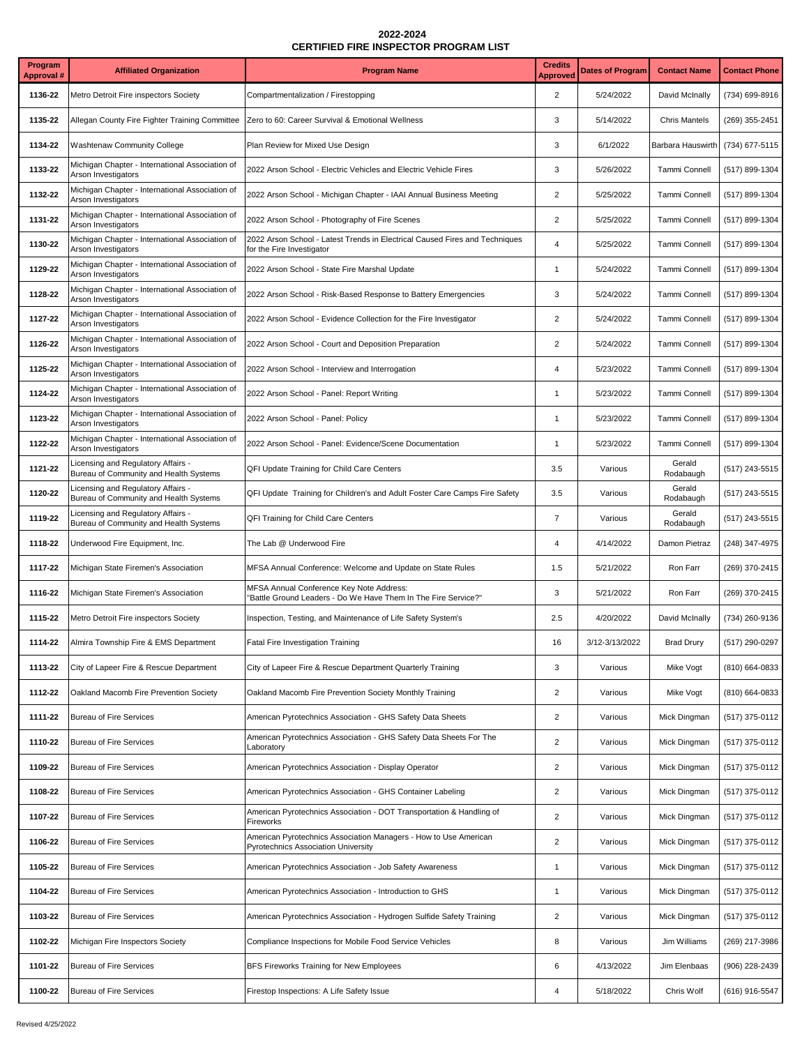# 2022-2024
# CERTIFIED FIRE INSPECTOR PROGRAM LIST

| Program Approval # | Affiliated Organization | Program Name | Credits Approved | Dates of Program | Contact Name | Contact Phone |
|---|---|---|---|---|---|---|
| 1136-22 | Metro Detroit Fire inspectors Society | Compartmentalization / Firestopping | 2 | 5/24/2022 | David McInally | (734) 699-8916 |
| 1135-22 | Allegan County Fire Fighter Training Committee | Zero to 60: Career Survival & Emotional Wellness | 3 | 5/14/2022 | Chris Mantels | (269) 355-2451 |
| 1134-22 | Washtenaw Community College | Plan Review for Mixed Use Design | 3 | 6/1/2022 | Barbara Hauswirth | (734) 677-5115 |
| 1133-22 | Michigan Chapter - International Association of Arson Investigators | 2022 Arson School - Electric Vehicles and Electric Vehicle Fires | 3 | 5/26/2022 | Tammi Connell | (517) 899-1304 |
| 1132-22 | Michigan Chapter - International Association of Arson Investigators | 2022 Arson School - Michigan Chapter - IAAI Annual Business Meeting | 2 | 5/25/2022 | Tammi Connell | (517) 899-1304 |
| 1131-22 | Michigan Chapter - International Association of Arson Investigators | 2022 Arson School - Photography of Fire Scenes | 2 | 5/25/2022 | Tammi Connell | (517) 899-1304 |
| 1130-22 | Michigan Chapter - International Association of Arson Investigators | 2022 Arson School - Latest Trends in Electrical Caused Fires and Techniques for the Fire Investigator | 4 | 5/25/2022 | Tammi Connell | (517) 899-1304 |
| 1129-22 | Michigan Chapter - International Association of Arson Investigators | 2022 Arson School - State Fire Marshal Update | 1 | 5/24/2022 | Tammi Connell | (517) 899-1304 |
| 1128-22 | Michigan Chapter - International Association of Arson Investigators | 2022 Arson School - Risk-Based Response to Battery Emergencies | 3 | 5/24/2022 | Tammi Connell | (517) 899-1304 |
| 1127-22 | Michigan Chapter - International Association of Arson Investigators | 2022 Arson School - Evidence Collection for the Fire Investigator | 2 | 5/24/2022 | Tammi Connell | (517) 899-1304 |
| 1126-22 | Michigan Chapter - International Association of Arson Investigators | 2022 Arson School - Court and Deposition Preparation | 2 | 5/24/2022 | Tammi Connell | (517) 899-1304 |
| 1125-22 | Michigan Chapter - International Association of Arson Investigators | 2022 Arson School - Interview and Interrogation | 4 | 5/23/2022 | Tammi Connell | (517) 899-1304 |
| 1124-22 | Michigan Chapter - International Association of Arson Investigators | 2022 Arson School - Panel: Report Writing | 1 | 5/23/2022 | Tammi Connell | (517) 899-1304 |
| 1123-22 | Michigan Chapter - International Association of Arson Investigators | 2022 Arson School - Panel: Policy | 1 | 5/23/2022 | Tammi Connell | (517) 899-1304 |
| 1122-22 | Michigan Chapter - International Association of Arson Investigators | 2022 Arson School - Panel: Evidence/Scene Documentation | 1 | 5/23/2022 | Tammi Connell | (517) 899-1304 |
| 1121-22 | Licensing and Regulatory Affairs - Bureau of Community and Health Systems | QFI Update Training for Child Care Centers | 3.5 | Various | Gerald Rodabaugh | (517) 243-5515 |
| 1120-22 | Licensing and Regulatory Affairs - Bureau of Community and Health Systems | QFI Update Training for Children's and Adult Foster Care Camps Fire Safety | 3.5 | Various | Gerald Rodabaugh | (517) 243-5515 |
| 1119-22 | Licensing and Regulatory Affairs - Bureau of Community and Health Systems | QFI Training for Child Care Centers | 7 | Various | Gerald Rodabaugh | (517) 243-5515 |
| 1118-22 | Underwood Fire Equipment, Inc. | The Lab @ Underwood Fire | 4 | 4/14/2022 | Damon Pietraz | (248) 347-4975 |
| 1117-22 | Michigan State Firemen's Association | MFSA Annual Conference: Welcome and Update on State Rules | 1.5 | 5/21/2022 | Ron Farr | (269) 370-2415 |
| 1116-22 | Michigan State Firemen's Association | MFSA Annual Conference Key Note Address: "Battle Ground Leaders - Do We Have Them In The Fire Service?" | 3 | 5/21/2022 | Ron Farr | (269) 370-2415 |
| 1115-22 | Metro Detroit Fire inspectors Society | Inspection, Testing, and Maintenance of Life Safety System's | 2.5 | 4/20/2022 | David McInally | (734) 260-9136 |
| 1114-22 | Almira Township Fire & EMS Department | Fatal Fire Investigation Training | 16 | 3/12-3/13/2022 | Brad Drury | (517) 290-0297 |
| 1113-22 | City of Lapeer Fire & Rescue Department | City of Lapeer Fire & Rescue Department Quarterly Training | 3 | Various | Mike Vogt | (810) 664-0833 |
| 1112-22 | Oakland Macomb Fire Prevention Society | Oakland Macomb Fire Prevention Society Monthly Training | 2 | Various | Mike Vogt | (810) 664-0833 |
| 1111-22 | Bureau of Fire Services | American Pyrotechnics Association - GHS Safety Data Sheets | 2 | Various | Mick Dingman | (517) 375-0112 |
| 1110-22 | Bureau of Fire Services | American Pyrotechnics Association - GHS Safety Data Sheets For The Laboratory | 2 | Various | Mick Dingman | (517) 375-0112 |
| 1109-22 | Bureau of Fire Services | American Pyrotechnics Association - Display Operator | 2 | Various | Mick Dingman | (517) 375-0112 |
| 1108-22 | Bureau of Fire Services | American Pyrotechnics Association - GHS Container Labeling | 2 | Various | Mick Dingman | (517) 375-0112 |
| 1107-22 | Bureau of Fire Services | American Pyrotechnics Association - DOT Transportation & Handling of Fireworks | 2 | Various | Mick Dingman | (517) 375-0112 |
| 1106-22 | Bureau of Fire Services | American Pyrotechnics Association Managers - How to Use American Pyrotechnics Association University | 2 | Various | Mick Dingman | (517) 375-0112 |
| 1105-22 | Bureau of Fire Services | American Pyrotechnics Association - Job Safety Awareness | 1 | Various | Mick Dingman | (517) 375-0112 |
| 1104-22 | Bureau of Fire Services | American Pyrotechnics Association - Introduction to GHS | 1 | Various | Mick Dingman | (517) 375-0112 |
| 1103-22 | Bureau of Fire Services | American Pyrotechnics Association - Hydrogen Sulfide Safety Training | 2 | Various | Mick Dingman | (517) 375-0112 |
| 1102-22 | Michigan Fire Inspectors Society | Compliance Inspections for Mobile Food Service Vehicles | 8 | Various | Jim Williams | (269) 217-3986 |
| 1101-22 | Bureau of Fire Services | BFS Fireworks Training for New Employees | 6 | 4/13/2022 | Jim Elenbaas | (906) 228-2439 |
| 1100-22 | Bureau of Fire Services | Firestop Inspections: A Life Safety Issue | 4 | 5/18/2022 | Chris Wolf | (616) 916-5547 |

Revised 4/25/2022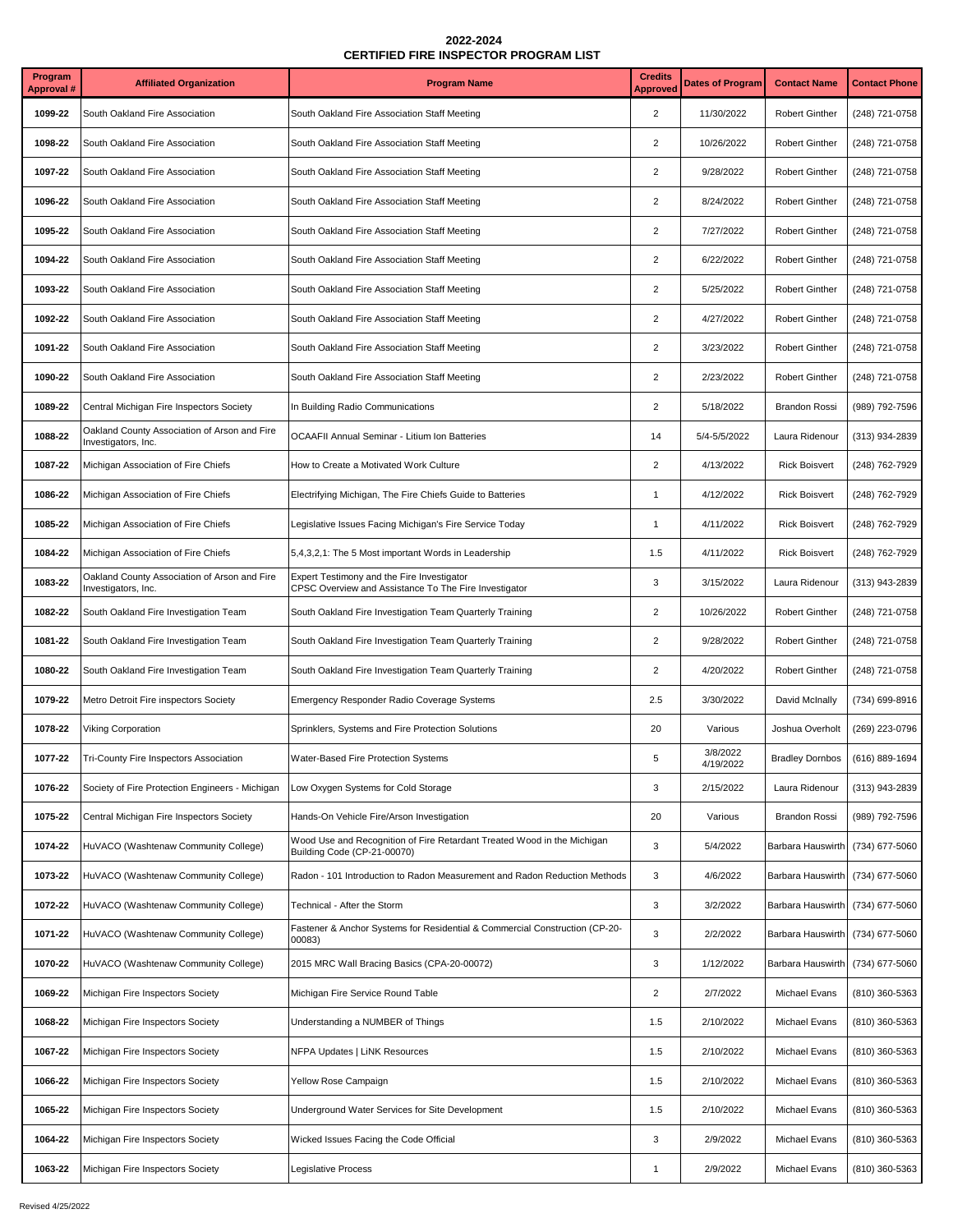# 2022-2024
# CERTIFIED FIRE INSPECTOR PROGRAM LIST

| Program Approval # | Affiliated Organization | Program Name | Credits Approved | Dates of Program | Contact Name | Contact Phone |
|---|---|---|---|---|---|---|
| 1099-22 | South Oakland Fire Association | South Oakland Fire Association Staff Meeting | 2 | 11/30/2022 | Robert Ginther | (248) 721-0758 |
| 1098-22 | South Oakland Fire Association | South Oakland Fire Association Staff Meeting | 2 | 10/26/2022 | Robert Ginther | (248) 721-0758 |
| 1097-22 | South Oakland Fire Association | South Oakland Fire Association Staff Meeting | 2 | 9/28/2022 | Robert Ginther | (248) 721-0758 |
| 1096-22 | South Oakland Fire Association | South Oakland Fire Association Staff Meeting | 2 | 8/24/2022 | Robert Ginther | (248) 721-0758 |
| 1095-22 | South Oakland Fire Association | South Oakland Fire Association Staff Meeting | 2 | 7/27/2022 | Robert Ginther | (248) 721-0758 |
| 1094-22 | South Oakland Fire Association | South Oakland Fire Association Staff Meeting | 2 | 6/22/2022 | Robert Ginther | (248) 721-0758 |
| 1093-22 | South Oakland Fire Association | South Oakland Fire Association Staff Meeting | 2 | 5/25/2022 | Robert Ginther | (248) 721-0758 |
| 1092-22 | South Oakland Fire Association | South Oakland Fire Association Staff Meeting | 2 | 4/27/2022 | Robert Ginther | (248) 721-0758 |
| 1091-22 | South Oakland Fire Association | South Oakland Fire Association Staff Meeting | 2 | 3/23/2022 | Robert Ginther | (248) 721-0758 |
| 1090-22 | South Oakland Fire Association | South Oakland Fire Association Staff Meeting | 2 | 2/23/2022 | Robert Ginther | (248) 721-0758 |
| 1089-22 | Central Michigan Fire Inspectors Society | In Building Radio Communications | 2 | 5/18/2022 | Brandon Rossi | (989) 792-7596 |
| 1088-22 | Oakland County Association of Arson and Fire Investigators, Inc. | OCAAFII Annual Seminar - Litium Ion Batteries | 14 | 5/4-5/5/2022 | Laura Ridenour | (313) 934-2839 |
| 1087-22 | Michigan Association of Fire Chiefs | How to Create a Motivated Work Culture | 2 | 4/13/2022 | Rick Boisvert | (248) 762-7929 |
| 1086-22 | Michigan Association of Fire Chiefs | Electrifying Michigan, The Fire Chiefs Guide to Batteries | 1 | 4/12/2022 | Rick Boisvert | (248) 762-7929 |
| 1085-22 | Michigan Association of Fire Chiefs | Legislative Issues Facing Michigan's Fire Service Today | 1 | 4/11/2022 | Rick Boisvert | (248) 762-7929 |
| 1084-22 | Michigan Association of Fire Chiefs | 5,4,3,2,1: The 5 Most important Words in Leadership | 1.5 | 4/11/2022 | Rick Boisvert | (248) 762-7929 |
| 1083-22 | Oakland County Association of Arson and Fire Investigators, Inc. | Expert Testimony and the Fire Investigator CPSC Overview and Assistance To The Fire Investigator | 3 | 3/15/2022 | Laura Ridenour | (313) 943-2839 |
| 1082-22 | South Oakland Fire Investigation Team | South Oakland Fire Investigation Team Quarterly Training | 2 | 10/26/2022 | Robert Ginther | (248) 721-0758 |
| 1081-22 | South Oakland Fire Investigation Team | South Oakland Fire Investigation Team Quarterly Training | 2 | 9/28/2022 | Robert Ginther | (248) 721-0758 |
| 1080-22 | South Oakland Fire Investigation Team | South Oakland Fire Investigation Team Quarterly Training | 2 | 4/20/2022 | Robert Ginther | (248) 721-0758 |
| 1079-22 | Metro Detroit Fire inspectors Society | Emergency Responder Radio Coverage Systems | 2.5 | 3/30/2022 | David McInally | (734) 699-8916 |
| 1078-22 | Viking Corporation | Sprinklers, Systems and Fire Protection Solutions | 20 | Various | Joshua Overholt | (269) 223-0796 |
| 1077-22 | Tri-County Fire Inspectors Association | Water-Based Fire Protection Systems | 5 | 3/8/2022 4/19/2022 | Bradley Dornbos | (616) 889-1694 |
| 1076-22 | Society of Fire Protection Engineers - Michigan | Low Oxygen Systems for Cold Storage | 3 | 2/15/2022 | Laura Ridenour | (313) 943-2839 |
| 1075-22 | Central Michigan Fire Inspectors Society | Hands-On Vehicle Fire/Arson Investigation | 20 | Various | Brandon Rossi | (989) 792-7596 |
| 1074-22 | HuVACO (Washtenaw Community College) | Wood Use and Recognition of Fire Retardant Treated Wood in the Michigan Building Code (CP-21-00070) | 3 | 5/4/2022 | Barbara Hauswirth | (734) 677-5060 |
| 1073-22 | HuVACO (Washtenaw Community College) | Radon - 101 Introduction to Radon Measurement and Radon Reduction Methods | 3 | 4/6/2022 | Barbara Hauswirth | (734) 677-5060 |
| 1072-22 | HuVACO (Washtenaw Community College) | Technical - After the Storm | 3 | 3/2/2022 | Barbara Hauswirth | (734) 677-5060 |
| 1071-22 | HuVACO (Washtenaw Community College) | Fastener & Anchor Systems for Residential & Commercial Construction (CP-20-00083) | 3 | 2/2/2022 | Barbara Hauswirth | (734) 677-5060 |
| 1070-22 | HuVACO (Washtenaw Community College) | 2015 MRC Wall Bracing Basics (CPA-20-00072) | 3 | 1/12/2022 | Barbara Hauswirth | (734) 677-5060 |
| 1069-22 | Michigan Fire Inspectors Society | Michigan Fire Service Round Table | 2 | 2/7/2022 | Michael Evans | (810) 360-5363 |
| 1068-22 | Michigan Fire Inspectors Society | Understanding a NUMBER of Things | 1.5 | 2/10/2022 | Michael Evans | (810) 360-5363 |
| 1067-22 | Michigan Fire Inspectors Society | NFPA Updates \| LiNK Resources | 1.5 | 2/10/2022 | Michael Evans | (810) 360-5363 |
| 1066-22 | Michigan Fire Inspectors Society | Yellow Rose Campaign | 1.5 | 2/10/2022 | Michael Evans | (810) 360-5363 |
| 1065-22 | Michigan Fire Inspectors Society | Underground Water Services for Site Development | 1.5 | 2/10/2022 | Michael Evans | (810) 360-5363 |
| 1064-22 | Michigan Fire Inspectors Society | Wicked Issues Facing the Code Official | 3 | 2/9/2022 | Michael Evans | (810) 360-5363 |
| 1063-22 | Michigan Fire Inspectors Society | Legislative Process | 1 | 2/9/2022 | Michael Evans | (810) 360-5363 |

Revised 4/25/2022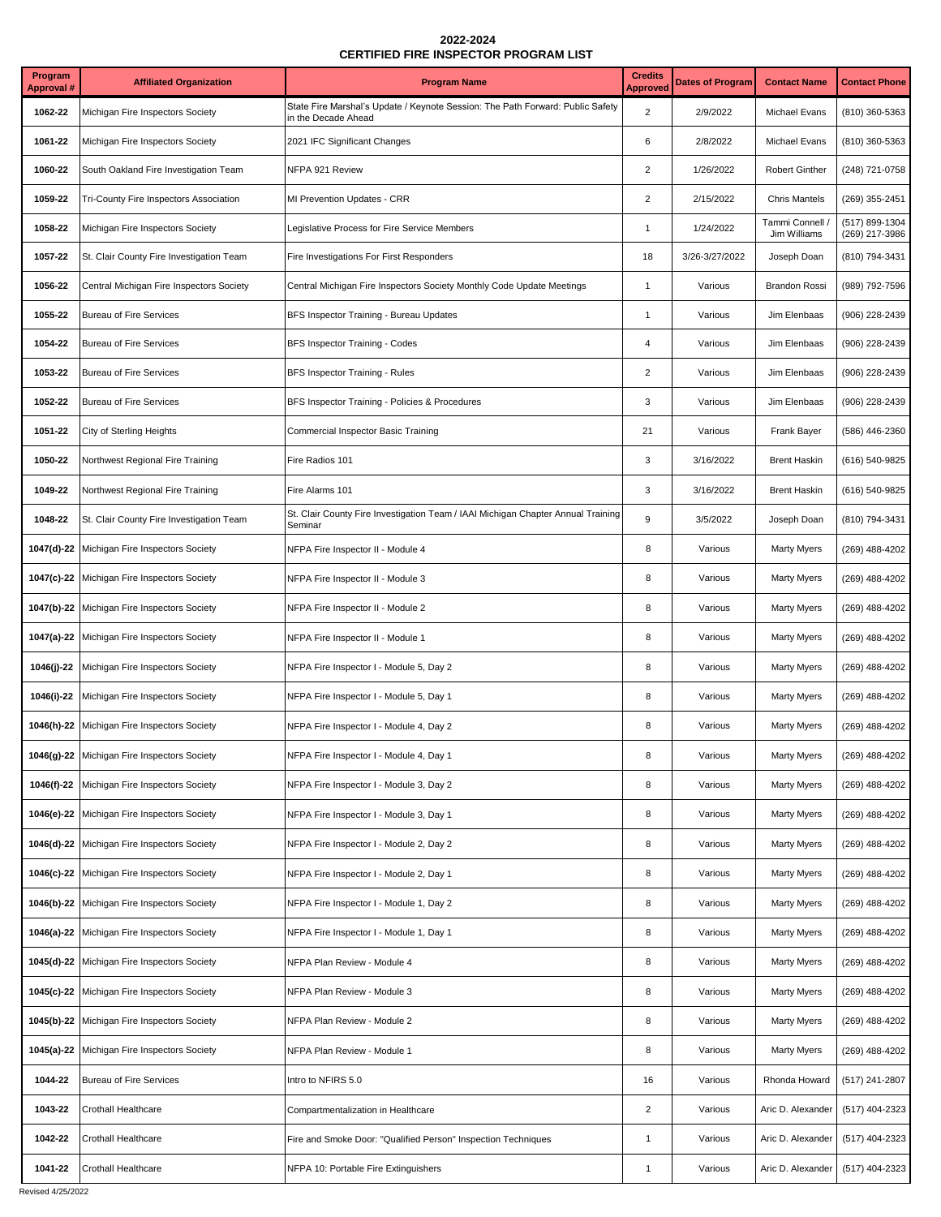**2022-2024**
**CERTIFIED FIRE INSPECTOR PROGRAM LIST**

| Program Approval # | Affiliated Organization | Program Name | Credits Approved | Dates of Program | Contact Name | Contact Phone |
|---|---|---|---|---|---|---|
| 1062-22 | Michigan Fire Inspectors Society | State Fire Marshal's Update / Keynote Session: The Path Forward: Public Safety in the Decade Ahead | 2 | 2/9/2022 | Michael Evans | (810) 360-5363 |
| 1061-22 | Michigan Fire Inspectors Society | 2021 IFC Significant Changes | 6 | 2/8/2022 | Michael Evans | (810) 360-5363 |
| 1060-22 | South Oakland Fire Investigation Team | NFPA 921 Review | 2 | 1/26/2022 | Robert Ginther | (248) 721-0758 |
| 1059-22 | Tri-County Fire Inspectors Association | MI Prevention Updates - CRR | 2 | 2/15/2022 | Chris Mantels | (269) 355-2451 |
| 1058-22 | Michigan Fire Inspectors Society | Legislative Process for Fire Service Members | 1 | 1/24/2022 | Tammi Connell / Jim Williams | (517) 899-1304 (269) 217-3986 |
| 1057-22 | St. Clair County Fire Investigation Team | Fire Investigations For First Responders | 18 | 3/26-3/27/2022 | Joseph Doan | (810) 794-3431 |
| 1056-22 | Central Michigan Fire Inspectors Society | Central Michigan Fire Inspectors Society Monthly Code Update Meetings | 1 | Various | Brandon Rossi | (989) 792-7596 |
| 1055-22 | Bureau of Fire Services | BFS Inspector Training - Bureau Updates | 1 | Various | Jim Elenbaas | (906) 228-2439 |
| 1054-22 | Bureau of Fire Services | BFS Inspector Training - Codes | 4 | Various | Jim Elenbaas | (906) 228-2439 |
| 1053-22 | Bureau of Fire Services | BFS Inspector Training - Rules | 2 | Various | Jim Elenbaas | (906) 228-2439 |
| 1052-22 | Bureau of Fire Services | BFS Inspector Training - Policies & Procedures | 3 | Various | Jim Elenbaas | (906) 228-2439 |
| 1051-22 | City of Sterling Heights | Commercial Inspector Basic Training | 21 | Various | Frank Bayer | (586) 446-2360 |
| 1050-22 | Northwest Regional Fire Training | Fire Radios 101 | 3 | 3/16/2022 | Brent Haskin | (616) 540-9825 |
| 1049-22 | Northwest Regional Fire Training | Fire Alarms 101 | 3 | 3/16/2022 | Brent Haskin | (616) 540-9825 |
| 1048-22 | St. Clair County Fire Investigation Team | St. Clair County Fire Investigation Team / IAAI Michigan Chapter Annual Training Seminar | 9 | 3/5/2022 | Joseph Doan | (810) 794-3431 |
| 1047(d)-22 | Michigan Fire Inspectors Society | NFPA Fire Inspector II - Module 4 | 8 | Various | Marty Myers | (269) 488-4202 |
| 1047(c)-22 | Michigan Fire Inspectors Society | NFPA Fire Inspector II - Module 3 | 8 | Various | Marty Myers | (269) 488-4202 |
| 1047(b)-22 | Michigan Fire Inspectors Society | NFPA Fire Inspector II - Module 2 | 8 | Various | Marty Myers | (269) 488-4202 |
| 1047(a)-22 | Michigan Fire Inspectors Society | NFPA Fire Inspector II - Module 1 | 8 | Various | Marty Myers | (269) 488-4202 |
| 1046(j)-22 | Michigan Fire Inspectors Society | NFPA Fire Inspector I - Module 5, Day 2 | 8 | Various | Marty Myers | (269) 488-4202 |
| 1046(i)-22 | Michigan Fire Inspectors Society | NFPA Fire Inspector I - Module 5, Day 1 | 8 | Various | Marty Myers | (269) 488-4202 |
| 1046(h)-22 | Michigan Fire Inspectors Society | NFPA Fire Inspector I - Module 4, Day 2 | 8 | Various | Marty Myers | (269) 488-4202 |
| 1046(g)-22 | Michigan Fire Inspectors Society | NFPA Fire Inspector I - Module 4, Day 1 | 8 | Various | Marty Myers | (269) 488-4202 |
| 1046(f)-22 | Michigan Fire Inspectors Society | NFPA Fire Inspector I - Module 3, Day 2 | 8 | Various | Marty Myers | (269) 488-4202 |
| 1046(e)-22 | Michigan Fire Inspectors Society | NFPA Fire Inspector I - Module 3, Day 1 | 8 | Various | Marty Myers | (269) 488-4202 |
| 1046(d)-22 | Michigan Fire Inspectors Society | NFPA Fire Inspector I - Module 2, Day 2 | 8 | Various | Marty Myers | (269) 488-4202 |
| 1046(c)-22 | Michigan Fire Inspectors Society | NFPA Fire Inspector I - Module 2, Day 1 | 8 | Various | Marty Myers | (269) 488-4202 |
| 1046(b)-22 | Michigan Fire Inspectors Society | NFPA Fire Inspector I - Module 1, Day 2 | 8 | Various | Marty Myers | (269) 488-4202 |
| 1046(a)-22 | Michigan Fire Inspectors Society | NFPA Fire Inspector I - Module 1, Day 1 | 8 | Various | Marty Myers | (269) 488-4202 |
| 1045(d)-22 | Michigan Fire Inspectors Society | NFPA Plan Review - Module 4 | 8 | Various | Marty Myers | (269) 488-4202 |
| 1045(c)-22 | Michigan Fire Inspectors Society | NFPA Plan Review - Module 3 | 8 | Various | Marty Myers | (269) 488-4202 |
| 1045(b)-22 | Michigan Fire Inspectors Society | NFPA Plan Review - Module 2 | 8 | Various | Marty Myers | (269) 488-4202 |
| 1045(a)-22 | Michigan Fire Inspectors Society | NFPA Plan Review - Module 1 | 8 | Various | Marty Myers | (269) 488-4202 |
| 1044-22 | Bureau of Fire Services | Intro to NFIRS 5.0 | 16 | Various | Rhonda Howard | (517) 241-2807 |
| 1043-22 | Crothall Healthcare | Compartmentalization in Healthcare | 2 | Various | Aric D. Alexander | (517) 404-2323 |
| 1042-22 | Crothall Healthcare | Fire and Smoke Door: "Qualified Person" Inspection Techniques | 1 | Various | Aric D. Alexander | (517) 404-2323 |
| 1041-22 | Crothall Healthcare | NFPA 10: Portable Fire Extinguishers | 1 | Various | Aric D. Alexander | (517) 404-2323 |

Revised 4/25/2022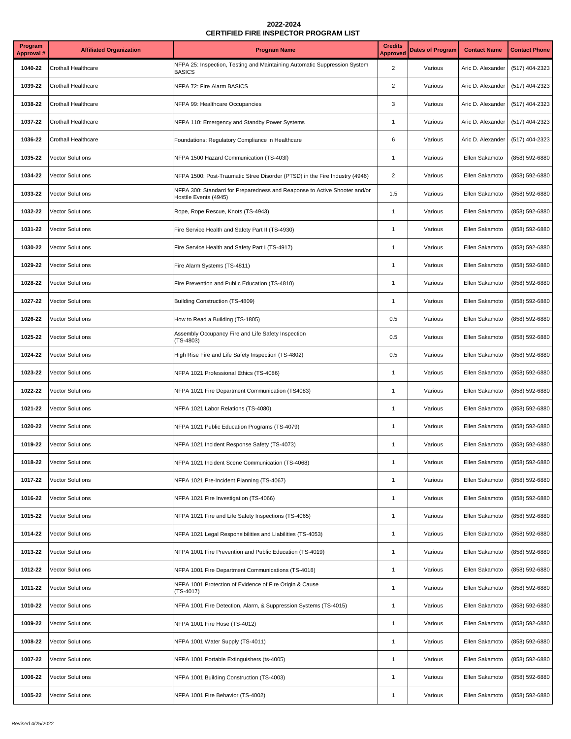# 2022-2024
# CERTIFIED FIRE INSPECTOR PROGRAM LIST

| Program Approval # | Affiliated Organization | Program Name | Credits Approved | Dates of Program | Contact Name | Contact Phone |
|---|---|---|---|---|---|---|
| 1040-22 | Crothall Healthcare | NFPA 25: Inspection, Testing and Maintaining Automatic Suppression System BASICS | 2 | Various | Aric D. Alexander | (517) 404-2323 |
| 1039-22 | Crothall Healthcare | NFPA 72: Fire Alarm BASICS | 2 | Various | Aric D. Alexander | (517) 404-2323 |
| 1038-22 | Crothall Healthcare | NFPA 99: Healthcare Occupancies | 3 | Various | Aric D. Alexander | (517) 404-2323 |
| 1037-22 | Crothall Healthcare | NFPA 110: Emergency and Standby Power Systems | 1 | Various | Aric D. Alexander | (517) 404-2323 |
| 1036-22 | Crothall Healthcare | Foundations: Regulatory Compliance in Healthcare | 6 | Various | Aric D. Alexander | (517) 404-2323 |
| 1035-22 | Vector Solutions | NFPA 1500 Hazard Communication (TS-403f) | 1 | Various | Ellen Sakamoto | (858) 592-6880 |
| 1034-22 | Vector Solutions | NFPA 1500: Post-Traumatic Stree Disorder (PTSD) in the Fire Industry (4946) | 2 | Various | Ellen Sakamoto | (858) 592-6880 |
| 1033-22 | Vector Solutions | NFPA 300: Standard for Preparedness and Reaponse to Active Shooter and/or Hostile Events (4945) | 1.5 | Various | Ellen Sakamoto | (858) 592-6880 |
| 1032-22 | Vector Solutions | Rope, Rope Rescue, Knots (TS-4943) | 1 | Various | Ellen Sakamoto | (858) 592-6880 |
| 1031-22 | Vector Solutions | Fire Service Health and Safety Part II (TS-4930) | 1 | Various | Ellen Sakamoto | (858) 592-6880 |
| 1030-22 | Vector Solutions | Fire Service Health and Safety Part I (TS-4917) | 1 | Various | Ellen Sakamoto | (858) 592-6880 |
| 1029-22 | Vector Solutions | Fire Alarm Systems (TS-4811) | 1 | Various | Ellen Sakamoto | (858) 592-6880 |
| 1028-22 | Vector Solutions | Fire Prevention and Public Education (TS-4810) | 1 | Various | Ellen Sakamoto | (858) 592-6880 |
| 1027-22 | Vector Solutions | Building Construction (TS-4809) | 1 | Various | Ellen Sakamoto | (858) 592-6880 |
| 1026-22 | Vector Solutions | How to Read a Building (TS-1805) | 0.5 | Various | Ellen Sakamoto | (858) 592-6880 |
| 1025-22 | Vector Solutions | Assembly Occupancy Fire and Life Safety Inspection (TS-4803) | 0.5 | Various | Ellen Sakamoto | (858) 592-6880 |
| 1024-22 | Vector Solutions | High Rise Fire and Life Safety Inspection (TS-4802) | 0.5 | Various | Ellen Sakamoto | (858) 592-6880 |
| 1023-22 | Vector Solutions | NFPA 1021 Professional Ethics (TS-4086) | 1 | Various | Ellen Sakamoto | (858) 592-6880 |
| 1022-22 | Vector Solutions | NFPA 1021 Fire Department Communication (TS4083) | 1 | Various | Ellen Sakamoto | (858) 592-6880 |
| 1021-22 | Vector Solutions | NFPA 1021 Labor Relations (TS-4080) | 1 | Various | Ellen Sakamoto | (858) 592-6880 |
| 1020-22 | Vector Solutions | NFPA 1021 Public Education Programs (TS-4079) | 1 | Various | Ellen Sakamoto | (858) 592-6880 |
| 1019-22 | Vector Solutions | NFPA 1021 Incident Response Safety (TS-4073) | 1 | Various | Ellen Sakamoto | (858) 592-6880 |
| 1018-22 | Vector Solutions | NFPA 1021 Incident Scene Communication (TS-4068) | 1 | Various | Ellen Sakamoto | (858) 592-6880 |
| 1017-22 | Vector Solutions | NFPA 1021 Pre-Incident Planning (TS-4067) | 1 | Various | Ellen Sakamoto | (858) 592-6880 |
| 1016-22 | Vector Solutions | NFPA 1021 Fire Investigation (TS-4066) | 1 | Various | Ellen Sakamoto | (858) 592-6880 |
| 1015-22 | Vector Solutions | NFPA 1021 Fire and Life Safety Inspections (TS-4065) | 1 | Various | Ellen Sakamoto | (858) 592-6880 |
| 1014-22 | Vector Solutions | NFPA 1021 Legal Responsibilities and Liabilities (TS-4053) | 1 | Various | Ellen Sakamoto | (858) 592-6880 |
| 1013-22 | Vector Solutions | NFPA 1001 Fire Prevention and Public Education (TS-4019) | 1 | Various | Ellen Sakamoto | (858) 592-6880 |
| 1012-22 | Vector Solutions | NFPA 1001 Fire Department Communications (TS-4018) | 1 | Various | Ellen Sakamoto | (858) 592-6880 |
| 1011-22 | Vector Solutions | NFPA 1001 Protection of Evidence of Fire Origin & Cause (TS-4017) | 1 | Various | Ellen Sakamoto | (858) 592-6880 |
| 1010-22 | Vector Solutions | NFPA 1001 Fire Detection, Alarm, & Suppression Systems (TS-4015) | 1 | Various | Ellen Sakamoto | (858) 592-6880 |
| 1009-22 | Vector Solutions | NFPA 1001 Fire Hose (TS-4012) | 1 | Various | Ellen Sakamoto | (858) 592-6880 |
| 1008-22 | Vector Solutions | NFPA 1001 Water Supply (TS-4011) | 1 | Various | Ellen Sakamoto | (858) 592-6880 |
| 1007-22 | Vector Solutions | NFPA 1001 Portable Extinguishers (ts-4005) | 1 | Various | Ellen Sakamoto | (858) 592-6880 |
| 1006-22 | Vector Solutions | NFPA 1001 Building Construction (TS-4003) | 1 | Various | Ellen Sakamoto | (858) 592-6880 |
| 1005-22 | Vector Solutions | NFPA 1001 Fire Behavior (TS-4002) | 1 | Various | Ellen Sakamoto | (858) 592-6880 |

Revised 4/25/2022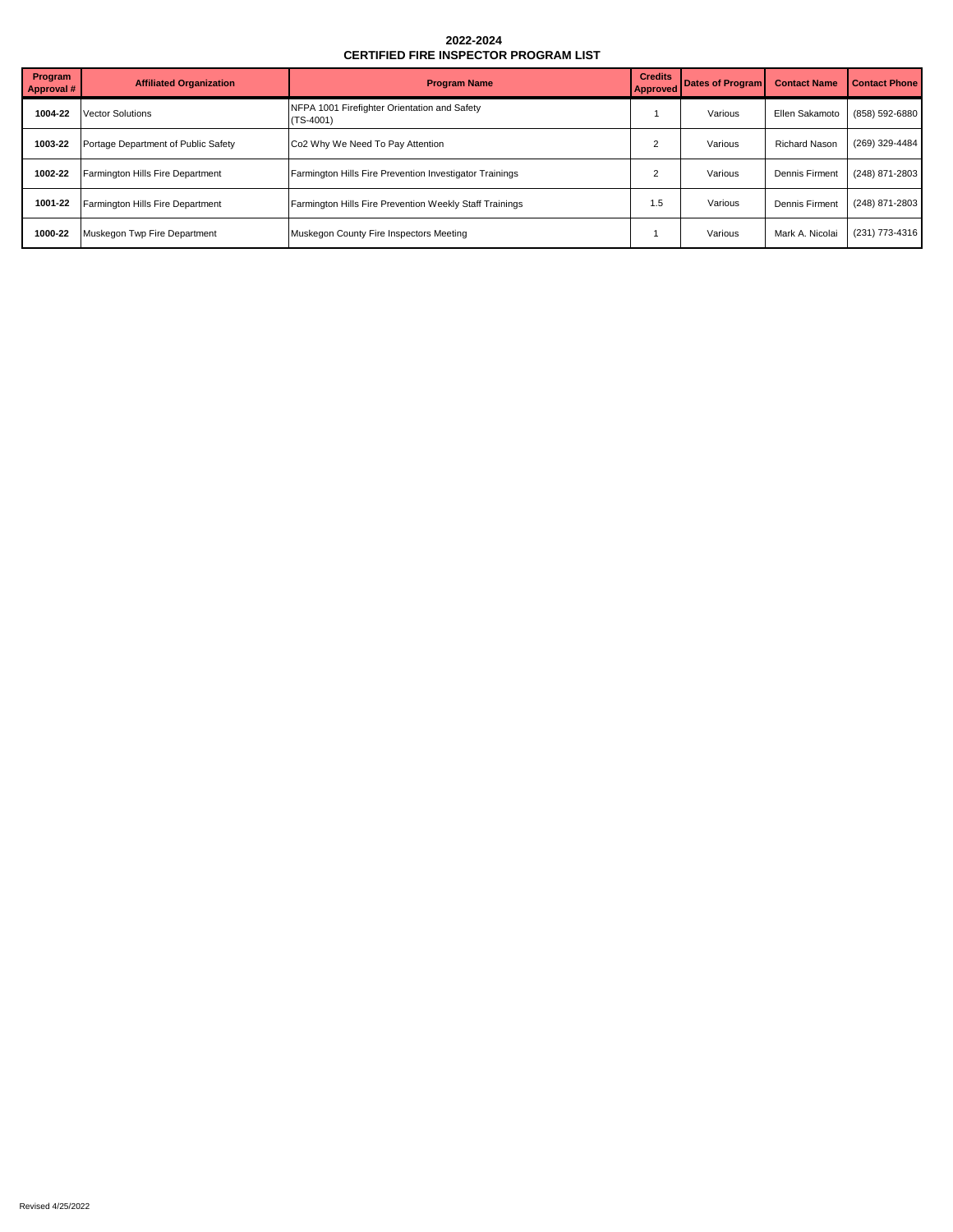# 2022-2024
# CERTIFIED FIRE INSPECTOR PROGRAM LIST

| Program Approval # | Affiliated Organization | Program Name | Credits Approved | Dates of Program | Contact Name | Contact Phone |
|---|---|---|---|---|---|---|
| **1004-22** | Vector Solutions | NFPA 1001 Firefighter Orientation and Safety (TS-4001) | 1 | Various | Ellen Sakamoto | (858) 592-6880 |
| **1003-22** | Portage Department of Public Safety | Co2 Why We Need To Pay Attention | 2 | Various | Richard Nason | (269) 329-4484 |
| **1002-22** | Farmington Hills Fire Department | Farmington Hills Fire Prevention Investigator Trainings | 2 | Various | Dennis Firment | (248) 871-2803 |
| **1001-22** | Farmington Hills Fire Department | Farmington Hills Fire Prevention Weekly Staff Trainings | 1.5 | Various | Dennis Firment | (248) 871-2803 |
| **1000-22** | Muskegon Twp Fire Department | Muskegon County Fire Inspectors Meeting | 1 | Various | Mark A. Nicolai | (231) 773-4316 |

Revised 4/25/2022